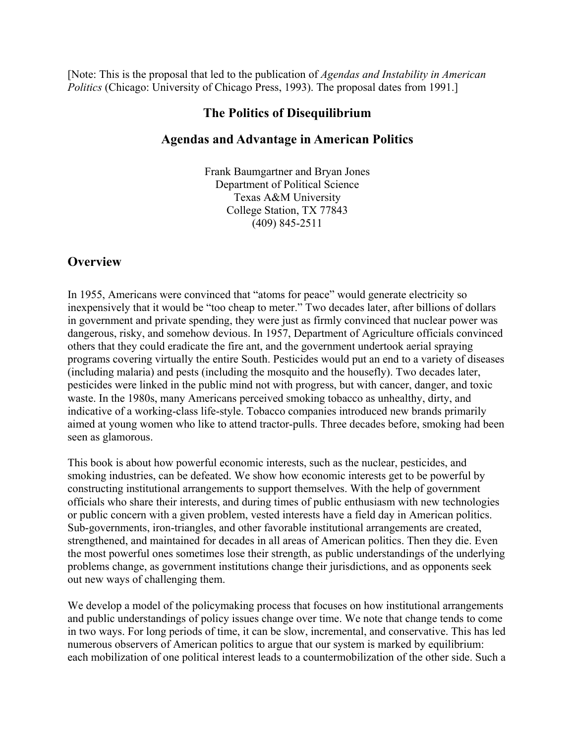[Note: This is the proposal that led to the publication of *Agendas and Instability in American Politics* (Chicago: University of Chicago Press, 1993). The proposal dates from 1991.]

# The Politics of Disequilibrium

## Agendas and Advantage in American Politics

Frank Baumgartner and Bryan Jones
Department of Political Science
Texas A&M University
College Station, TX 77843
(409) 845-2511

## Overview

In 1955, Americans were convinced that "atoms for peace" would generate electricity so inexpensively that it would be "too cheap to meter." Two decades later, after billions of dollars in government and private spending, they were just as firmly convinced that nuclear power was dangerous, risky, and somehow devious. In 1957, Department of Agriculture officials convinced others that they could eradicate the fire ant, and the government undertook aerial spraying programs covering virtually the entire South. Pesticides would put an end to a variety of diseases (including malaria) and pests (including the mosquito and the housefly). Two decades later, pesticides were linked in the public mind not with progress, but with cancer, danger, and toxic waste. In the 1980s, many Americans perceived smoking tobacco as unhealthy, dirty, and indicative of a working-class life-style. Tobacco companies introduced new brands primarily aimed at young women who like to attend tractor-pulls. Three decades before, smoking had been seen as glamorous.

This book is about how powerful economic interests, such as the nuclear, pesticides, and smoking industries, can be defeated. We show how economic interests get to be powerful by constructing institutional arrangements to support themselves. With the help of government officials who share their interests, and during times of public enthusiasm with new technologies or public concern with a given problem, vested interests have a field day in American politics. Sub-governments, iron-triangles, and other favorable institutional arrangements are created, strengthened, and maintained for decades in all areas of American politics. Then they die. Even the most powerful ones sometimes lose their strength, as public understandings of the underlying problems change, as government institutions change their jurisdictions, and as opponents seek out new ways of challenging them.

We develop a model of the policymaking process that focuses on how institutional arrangements and public understandings of policy issues change over time. We note that change tends to come in two ways. For long periods of time, it can be slow, incremental, and conservative. This has led numerous observers of American politics to argue that our system is marked by equilibrium: each mobilization of one political interest leads to a countermobilization of the other side. Such a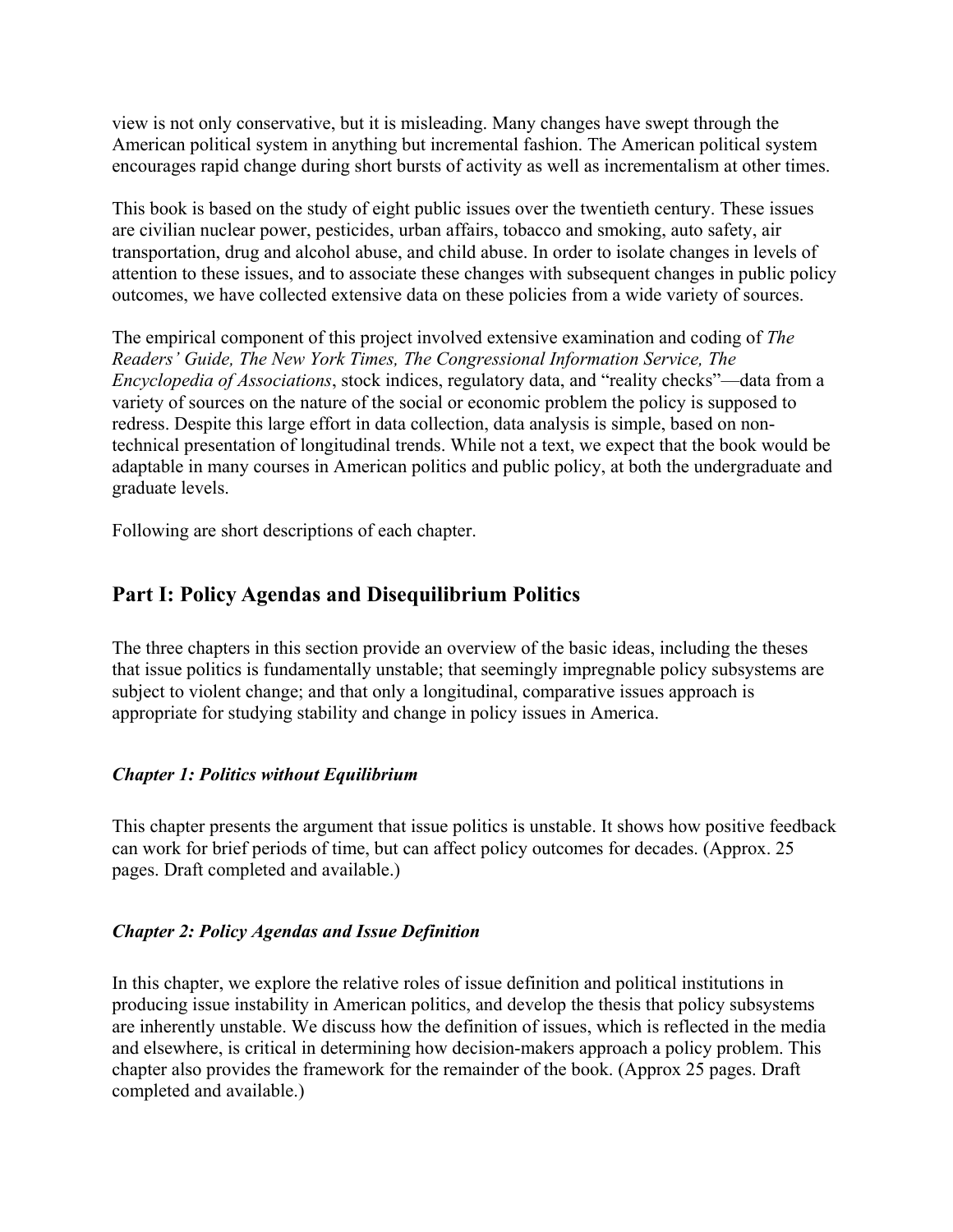view is not only conservative, but it is misleading. Many changes have swept through the American political system in anything but incremental fashion. The American political system encourages rapid change during short bursts of activity as well as incrementalism at other times.

This book is based on the study of eight public issues over the twentieth century. These issues are civilian nuclear power, pesticides, urban affairs, tobacco and smoking, auto safety, air transportation, drug and alcohol abuse, and child abuse. In order to isolate changes in levels of attention to these issues, and to associate these changes with subsequent changes in public policy outcomes, we have collected extensive data on these policies from a wide variety of sources.

The empirical component of this project involved extensive examination and coding of *The Readers' Guide, The New York Times, The Congressional Information Service, The Encyclopedia of Associations*, stock indices, regulatory data, and "reality checks"—data from a variety of sources on the nature of the social or economic problem the policy is supposed to redress. Despite this large effort in data collection, data analysis is simple, based on non-technical presentation of longitudinal trends. While not a text, we expect that the book would be adaptable in many courses in American politics and public policy, at both the undergraduate and graduate levels.

Following are short descriptions of each chapter.

## Part I: Policy Agendas and Disequilibrium Politics

The three chapters in this section provide an overview of the basic ideas, including the theses that issue politics is fundamentally unstable; that seemingly impregnable policy subsystems are subject to violent change; and that only a longitudinal, comparative issues approach is appropriate for studying stability and change in policy issues in America.

### *Chapter 1: Politics without Equilibrium*

This chapter presents the argument that issue politics is unstable. It shows how positive feedback can work for brief periods of time, but can affect policy outcomes for decades. (Approx. 25 pages. Draft completed and available.)

### *Chapter 2: Policy Agendas and Issue Definition*

In this chapter, we explore the relative roles of issue definition and political institutions in producing issue instability in American politics, and develop the thesis that policy subsystems are inherently unstable. We discuss how the definition of issues, which is reflected in the media and elsewhere, is critical in determining how decision-makers approach a policy problem. This chapter also provides the framework for the remainder of the book. (Approx 25 pages. Draft completed and available.)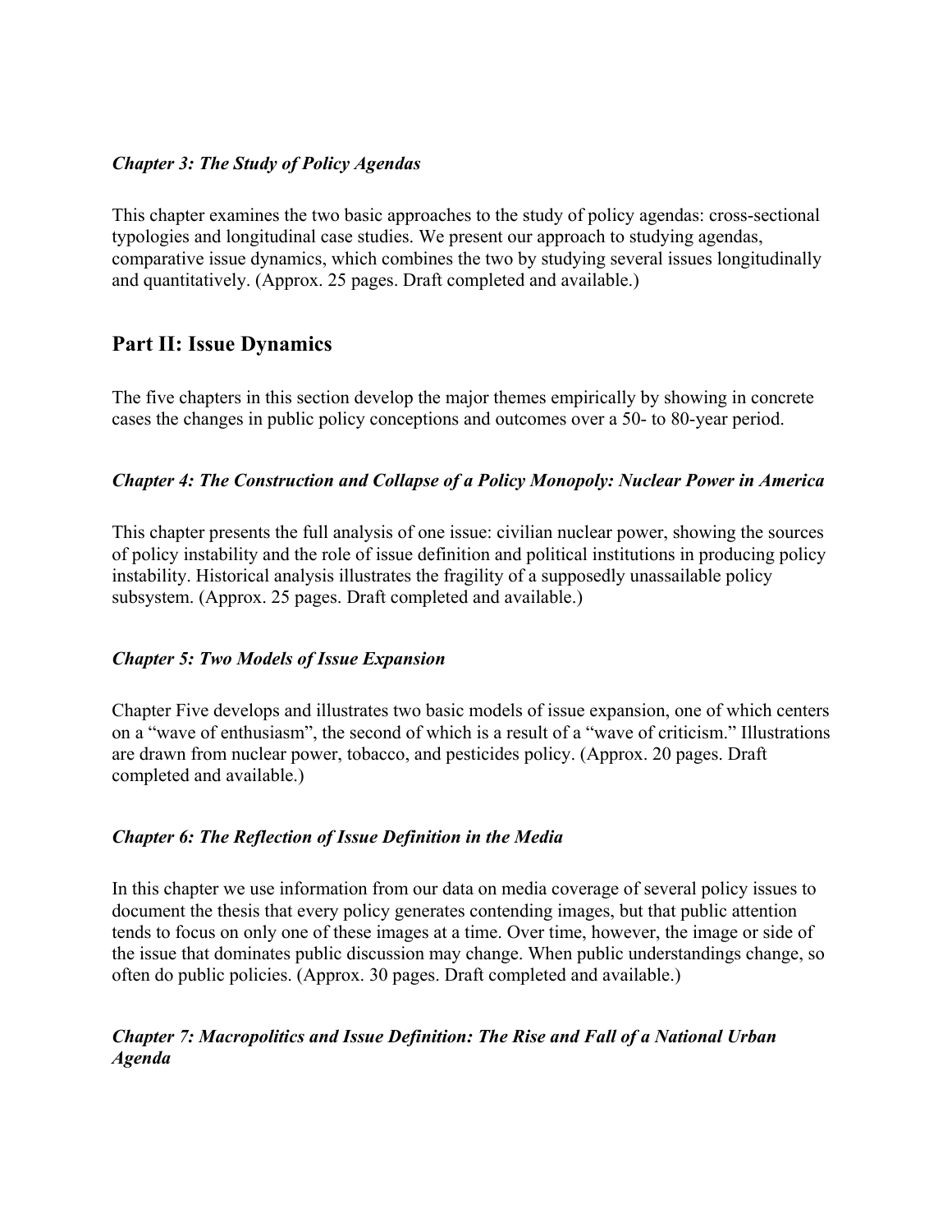### *Chapter 3: The Study of Policy Agendas*

This chapter examines the two basic approaches to the study of policy agendas: cross-sectional typologies and longitudinal case studies. We present our approach to studying agendas, comparative issue dynamics, which combines the two by studying several issues longitudinally and quantitatively. (Approx. 25 pages. Draft completed and available.)

## Part II: Issue Dynamics

The five chapters in this section develop the major themes empirically by showing in concrete cases the changes in public policy conceptions and outcomes over a 50- to 80-year period.

### *Chapter 4: The Construction and Collapse of a Policy Monopoly: Nuclear Power in America*

This chapter presents the full analysis of one issue: civilian nuclear power, showing the sources of policy instability and the role of issue definition and political institutions in producing policy instability. Historical analysis illustrates the fragility of a supposedly unassailable policy subsystem. (Approx. 25 pages. Draft completed and available.)

### *Chapter 5: Two Models of Issue Expansion*

Chapter Five develops and illustrates two basic models of issue expansion, one of which centers on a "wave of enthusiasm", the second of which is a result of a "wave of criticism." Illustrations are drawn from nuclear power, tobacco, and pesticides policy. (Approx. 20 pages. Draft completed and available.)

### *Chapter 6: The Reflection of Issue Definition in the Media*

In this chapter we use information from our data on media coverage of several policy issues to document the thesis that every policy generates contending images, but that public attention tends to focus on only one of these images at a time. Over time, however, the image or side of the issue that dominates public discussion may change. When public understandings change, so often do public policies. (Approx. 30 pages. Draft completed and available.)

### *Chapter 7: Macropolitics and Issue Definition: The Rise and Fall of a National Urban Agenda*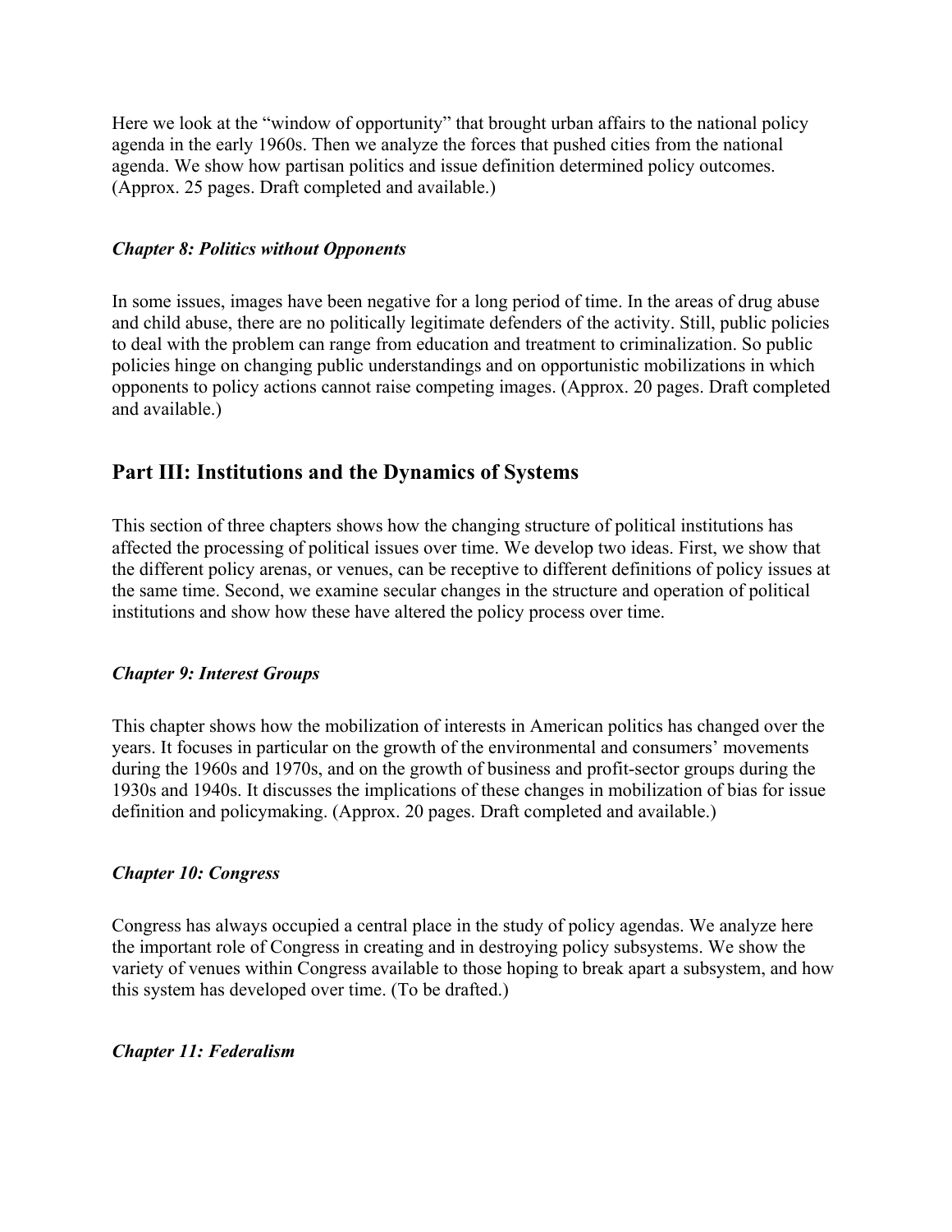Here we look at the “window of opportunity” that brought urban affairs to the national policy agenda in the early 1960s. Then we analyze the forces that pushed cities from the national agenda. We show how partisan politics and issue definition determined policy outcomes. (Approx. 25 pages. Draft completed and available.)

### *Chapter 8: Politics without Opponents*

In some issues, images have been negative for a long period of time. In the areas of drug abuse and child abuse, there are no politically legitimate defenders of the activity. Still, public policies to deal with the problem can range from education and treatment to criminalization. So public policies hinge on changing public understandings and on opportunistic mobilizations in which opponents to policy actions cannot raise competing images. (Approx. 20 pages. Draft completed and available.)

## Part III: Institutions and the Dynamics of Systems

This section of three chapters shows how the changing structure of political institutions has affected the processing of political issues over time. We develop two ideas. First, we show that the different policy arenas, or venues, can be receptive to different definitions of policy issues at the same time. Second, we examine secular changes in the structure and operation of political institutions and show how these have altered the policy process over time.

### *Chapter 9: Interest Groups*

This chapter shows how the mobilization of interests in American politics has changed over the years. It focuses in particular on the growth of the environmental and consumers’ movements during the 1960s and 1970s, and on the growth of business and profit-sector groups during the 1930s and 1940s. It discusses the implications of these changes in mobilization of bias for issue definition and policymaking. (Approx. 20 pages. Draft completed and available.)

### *Chapter 10: Congress*

Congress has always occupied a central place in the study of policy agendas. We analyze here the important role of Congress in creating and in destroying policy subsystems. We show the variety of venues within Congress available to those hoping to break apart a subsystem, and how this system has developed over time. (To be drafted.)

### *Chapter 11: Federalism*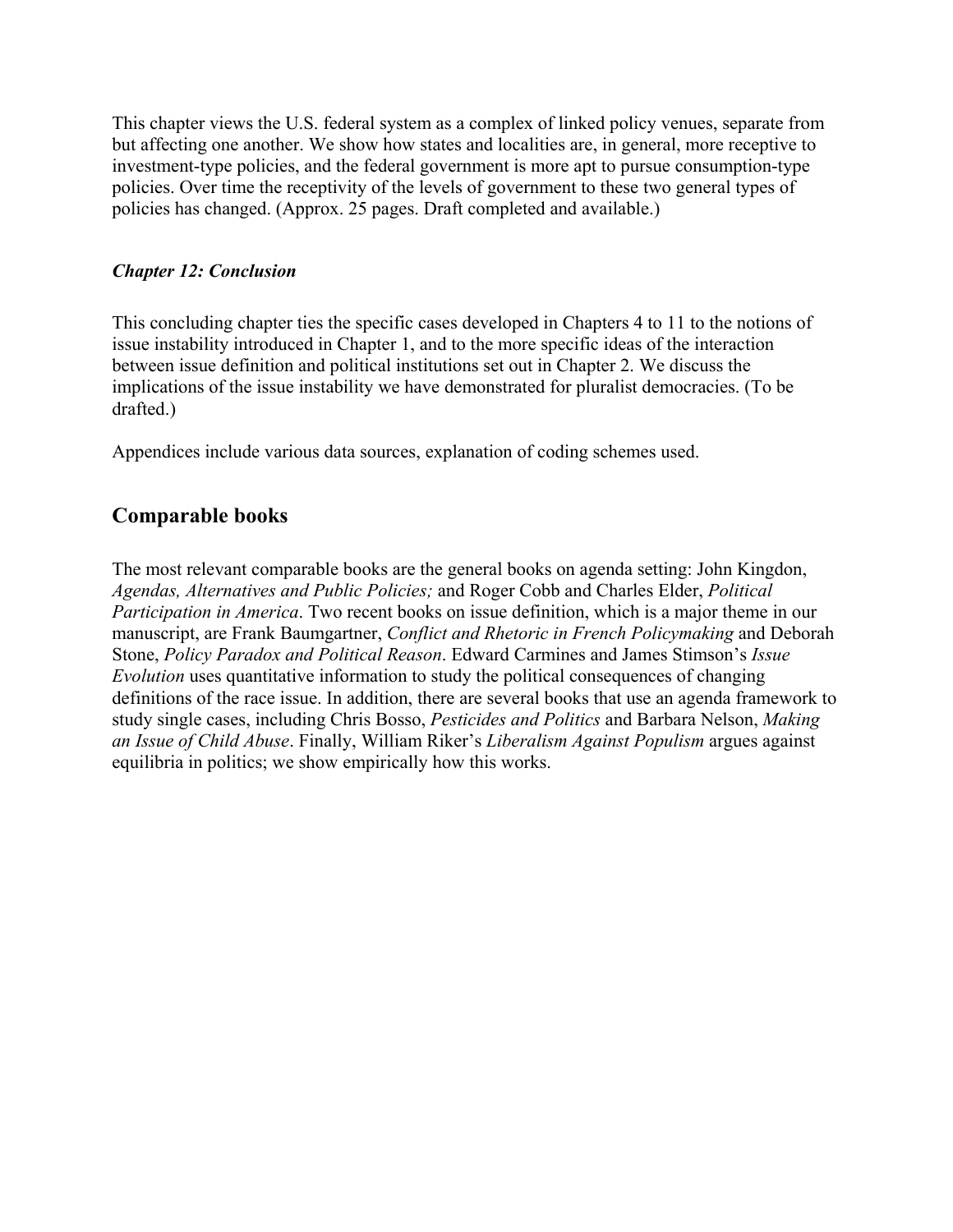This chapter views the U.S. federal system as a complex of linked policy venues, separate from but affecting one another. We show how states and localities are, in general, more receptive to investment-type policies, and the federal government is more apt to pursue consumption-type policies. Over time the receptivity of the levels of government to these two general types of policies has changed. (Approx. 25 pages. Draft completed and available.)

### *Chapter 12: Conclusion*

This concluding chapter ties the specific cases developed in Chapters 4 to 11 to the notions of issue instability introduced in Chapter 1, and to the more specific ideas of the interaction between issue definition and political institutions set out in Chapter 2. We discuss the implications of the issue instability we have demonstrated for pluralist democracies. (To be drafted.)

Appendices include various data sources, explanation of coding schemes used.

## Comparable books

The most relevant comparable books are the general books on agenda setting: John Kingdon, *Agendas, Alternatives and Public Policies;* and Roger Cobb and Charles Elder, *Political Participation in America*. Two recent books on issue definition, which is a major theme in our manuscript, are Frank Baumgartner, *Conflict and Rhetoric in French Policymaking* and Deborah Stone, *Policy Paradox and Political Reason*. Edward Carmines and James Stimson's *Issue Evolution* uses quantitative information to study the political consequences of changing definitions of the race issue. In addition, there are several books that use an agenda framework to study single cases, including Chris Bosso, *Pesticides and Politics* and Barbara Nelson, *Making an Issue of Child Abuse*. Finally, William Riker's *Liberalism Against Populism* argues against equilibria in politics; we show empirically how this works.